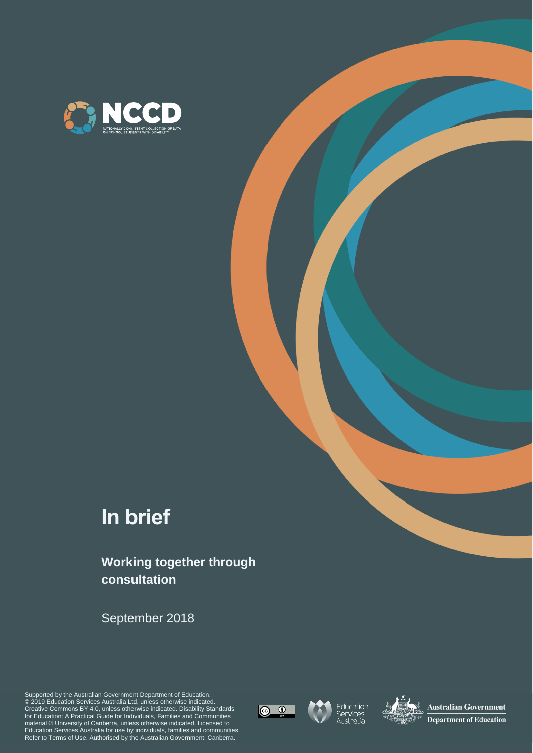# In brief

## Working together through consultation

September 2018

Supported by the Australian Government Department of Education.
© 2019 Education Services Australia Ltd, unless otherwise indicated.
Creative Commons BY 4.0, unless otherwise indicated. Disability Standards for Education: A Practical Guide for Individuals, Families and Communities material © University of Canberra, unless otherwise indicated. Licensed to Education Services Australia for use by individuals, families and communities. Refer to Terms of Use. Authorised by the Australian Government, Canberra.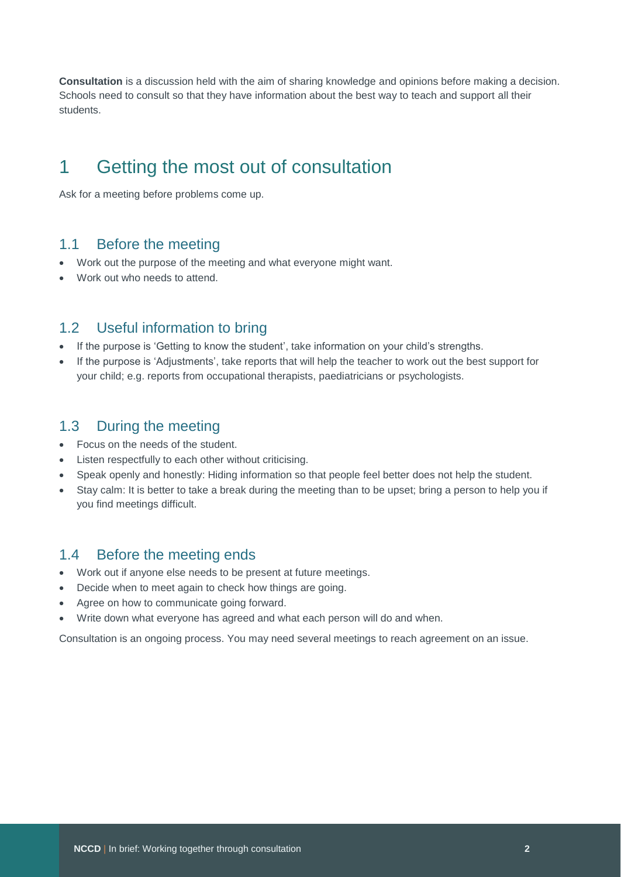**Consultation** is a discussion held with the aim of sharing knowledge and opinions before making a decision. Schools need to consult so that they have information about the best way to teach and support all their students.

# 1 Getting the most out of consultation

Ask for a meeting before problems come up.

## 1.1 Before the meeting

- Work out the purpose of the meeting and what everyone might want.
- Work out who needs to attend.

## 1.2 Useful information to bring

- If the purpose is 'Getting to know the student', take information on your child's strengths.
- If the purpose is 'Adjustments', take reports that will help the teacher to work out the best support for your child; e.g. reports from occupational therapists, paediatricians or psychologists.

## 1.3 During the meeting

- Focus on the needs of the student.
- Listen respectfully to each other without criticising.
- Speak openly and honestly: Hiding information so that people feel better does not help the student.
- Stay calm: It is better to take a break during the meeting than to be upset; bring a person to help you if you find meetings difficult.

## 1.4 Before the meeting ends

- Work out if anyone else needs to be present at future meetings.
- Decide when to meet again to check how things are going.
- Agree on how to communicate going forward.
- Write down what everyone has agreed and what each person will do and when.

Consultation is an ongoing process. You may need several meetings to reach agreement on an issue.